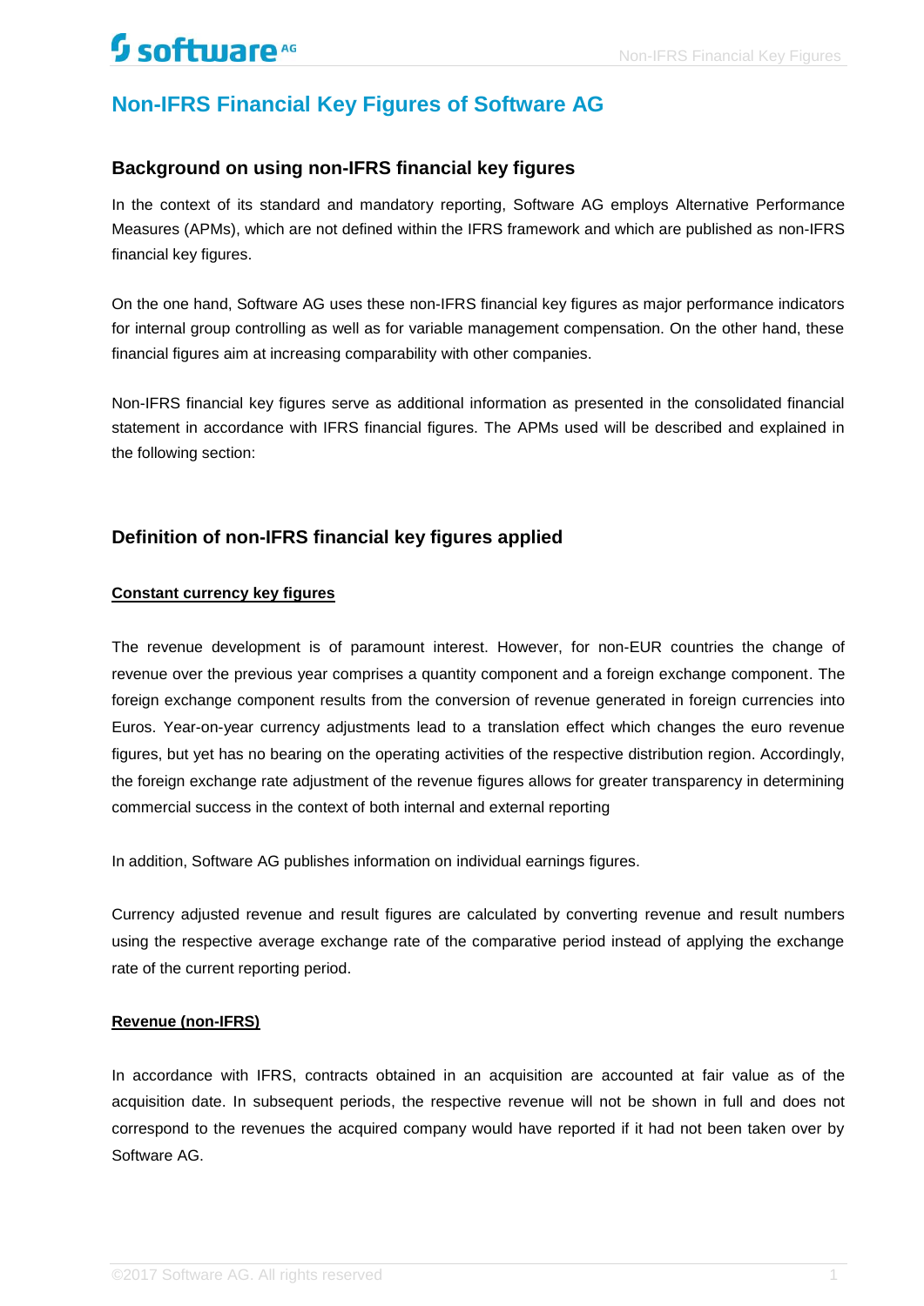# Non-IFRS Financial Key Figures of Software AG

## Background on using non-IFRS financial key figures

In the context of its standard and mandatory reporting, Software AG employs Alternative Performance Measures (APMs), which are not defined within the IFRS framework and which are published as non-IFRS financial key figures.

On the one hand, Software AG uses these non-IFRS financial key figures as major performance indicators for internal group controlling as well as for variable management compensation. On the other hand, these financial figures aim at increasing comparability with other companies.

Non-IFRS financial key figures serve as additional information as presented in the consolidated financial statement in accordance with IFRS financial figures. The APMs used will be described and explained in the following section:

## Definition of non-IFRS financial key figures applied

### Constant currency key figures

The revenue development is of paramount interest. However, for non-EUR countries the change of revenue over the previous year comprises a quantity component and a foreign exchange component. The foreign exchange component results from the conversion of revenue generated in foreign currencies into Euros. Year-on-year currency adjustments lead to a translation effect which changes the euro revenue figures, but yet has no bearing on the operating activities of the respective distribution region. Accordingly, the foreign exchange rate adjustment of the revenue figures allows for greater transparency in determining commercial success in the context of both internal and external reporting

In addition, Software AG publishes information on individual earnings figures.

Currency adjusted revenue and result figures are calculated by converting revenue and result numbers using the respective average exchange rate of the comparative period instead of applying the exchange rate of the current reporting period.

### Revenue (non-IFRS)

In accordance with IFRS, contracts obtained in an acquisition are accounted at fair value as of the acquisition date. In subsequent periods, the respective revenue will not be shown in full and does not correspond to the revenues the acquired company would have reported if it had not been taken over by Software AG.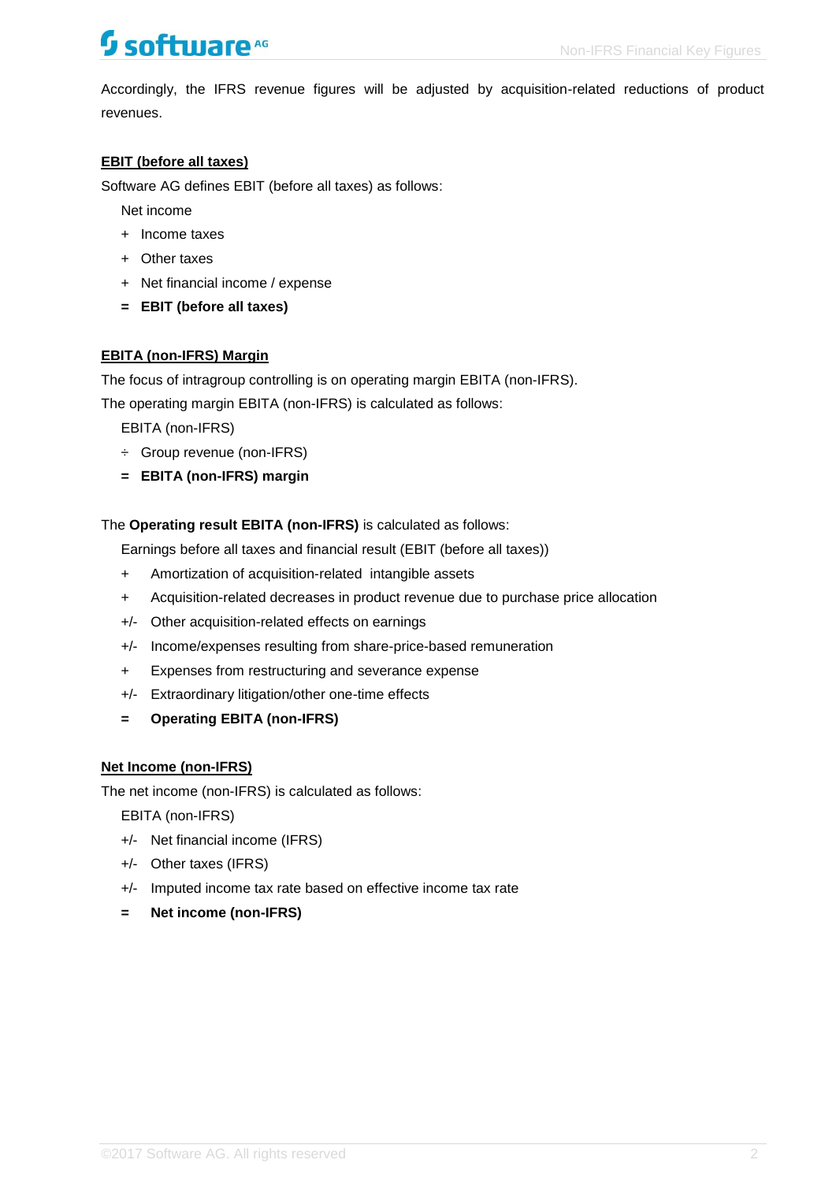Accordingly, the IFRS revenue figures will be adjusted by acquisition-related reductions of product revenues.

## EBIT (before all taxes)

Software AG defines EBIT (before all taxes) as follows:

Net income  
\+ Income taxes  
\+ Other taxes  
\+ Net financial income / expense  
= **EBIT (before all taxes)**

## EBITA (non-IFRS) Margin

The focus of intragroup controlling is on operating margin EBITA (non-IFRS).

The operating margin EBITA (non-IFRS) is calculated as follows:

EBITA (non-IFRS)  
÷ Group revenue (non-IFRS)  
= **EBITA (non-IFRS) margin**

The **Operating result EBITA (non-IFRS)** is calculated as follows:

Earnings before all taxes and financial result (EBIT (before all taxes))  
\+ Amortization of acquisition-related intangible assets  
\+ Acquisition-related decreases in product revenue due to purchase price allocation  
+/- Other acquisition-related effects on earnings  
+/- Income/expenses resulting from share-price-based remuneration  
\+ Expenses from restructuring and severance expense  
+/- Extraordinary litigation/other one-time effects  
= **Operating EBITA (non-IFRS)**

## Net Income (non-IFRS)

The net income (non-IFRS) is calculated as follows:

EBITA (non-IFRS)  
+/- Net financial income (IFRS)  
+/- Other taxes (IFRS)  
+/- Imputed income tax rate based on effective income tax rate  
= **Net income (non-IFRS)**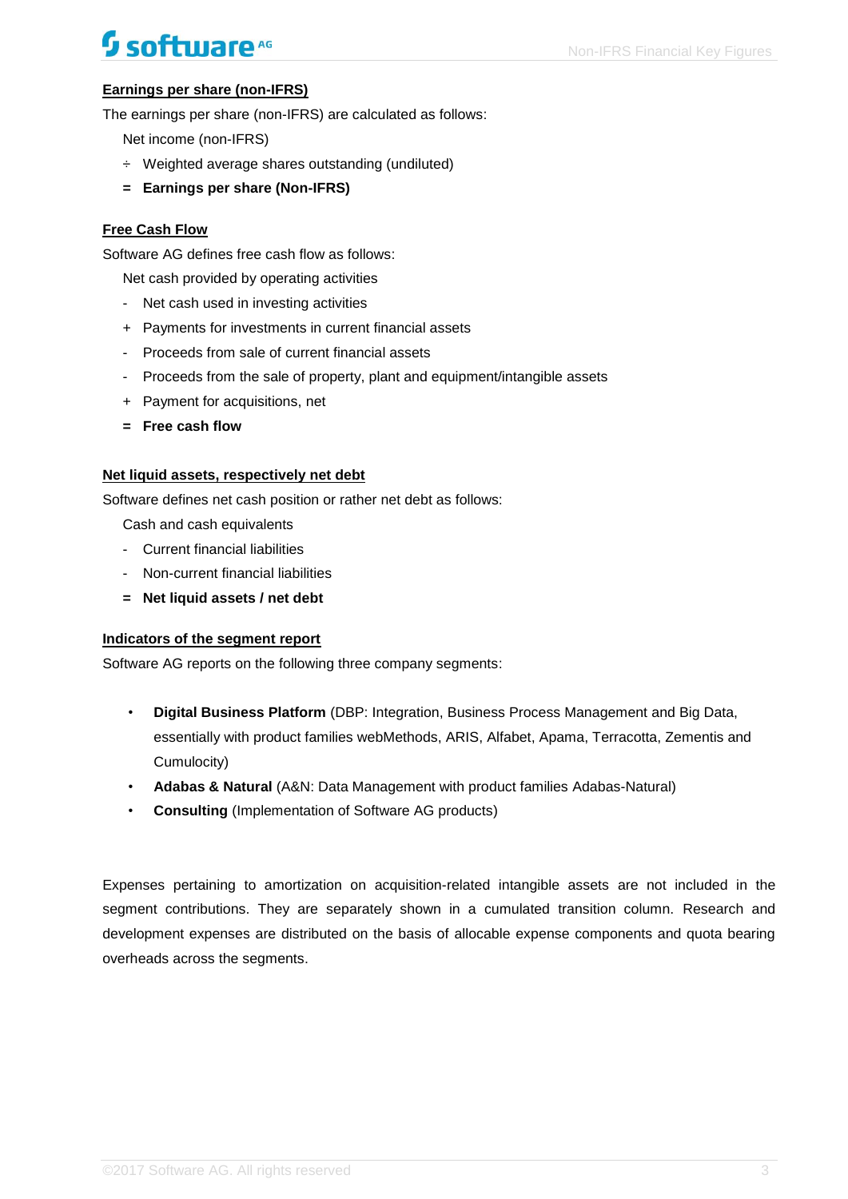**Earnings per share (non-IFRS)**

The earnings per share (non-IFRS) are calculated as follows:

Net income (non-IFRS)

÷ Weighted average shares outstanding (undiluted)

= **Earnings per share (Non-IFRS)**

**Free Cash Flow**

Software AG defines free cash flow as follows:

Net cash provided by operating activities

- Net cash used in investing activities

+ Payments for investments in current financial assets

- Proceeds from sale of current financial assets

- Proceeds from the sale of property, plant and equipment/intangible assets

+ Payment for acquisitions, net

= **Free cash flow**

**Net liquid assets, respectively net debt**

Software defines net cash position or rather net debt as follows:

Cash and cash equivalents

- Current financial liabilities

- Non-current financial liabilities

= **Net liquid assets / net debt**

**Indicators of the segment report**

Software AG reports on the following three company segments:

- **Digital Business Platform** (DBP: Integration, Business Process Management and Big Data, essentially with product families webMethods, ARIS, Alfabet, Apama, Terracotta, Zementis and Cumulocity)
- **Adabas & Natural** (A&N: Data Management with product families Adabas-Natural)
- **Consulting** (Implementation of Software AG products)

Expenses pertaining to amortization on acquisition-related intangible assets are not included in the segment contributions. They are separately shown in a cumulated transition column. Research and development expenses are distributed on the basis of allocable expense components and quota bearing overheads across the segments.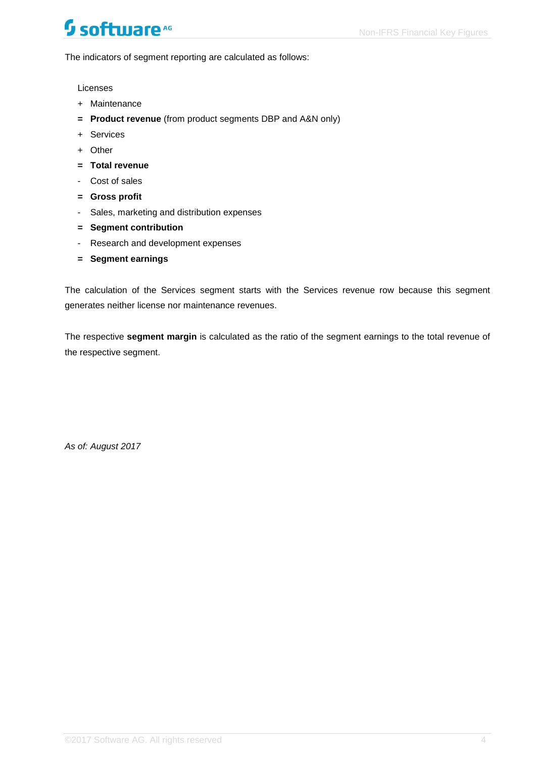The indicators of segment reporting are calculated as follows:

Licenses
+ Maintenance
= **Product revenue** (from product segments DBP and A&N only)
+ Services
+ Other
= **Total revenue**
- Cost of sales
= **Gross profit**
- Sales, marketing and distribution expenses
= **Segment contribution**
- Research and development expenses
= **Segment earnings**

The calculation of the Services segment starts with the Services revenue row because this segment generates neither license nor maintenance revenues.

The respective **segment margin** is calculated as the ratio of the segment earnings to the total revenue of the respective segment.

*As of: August 2017*